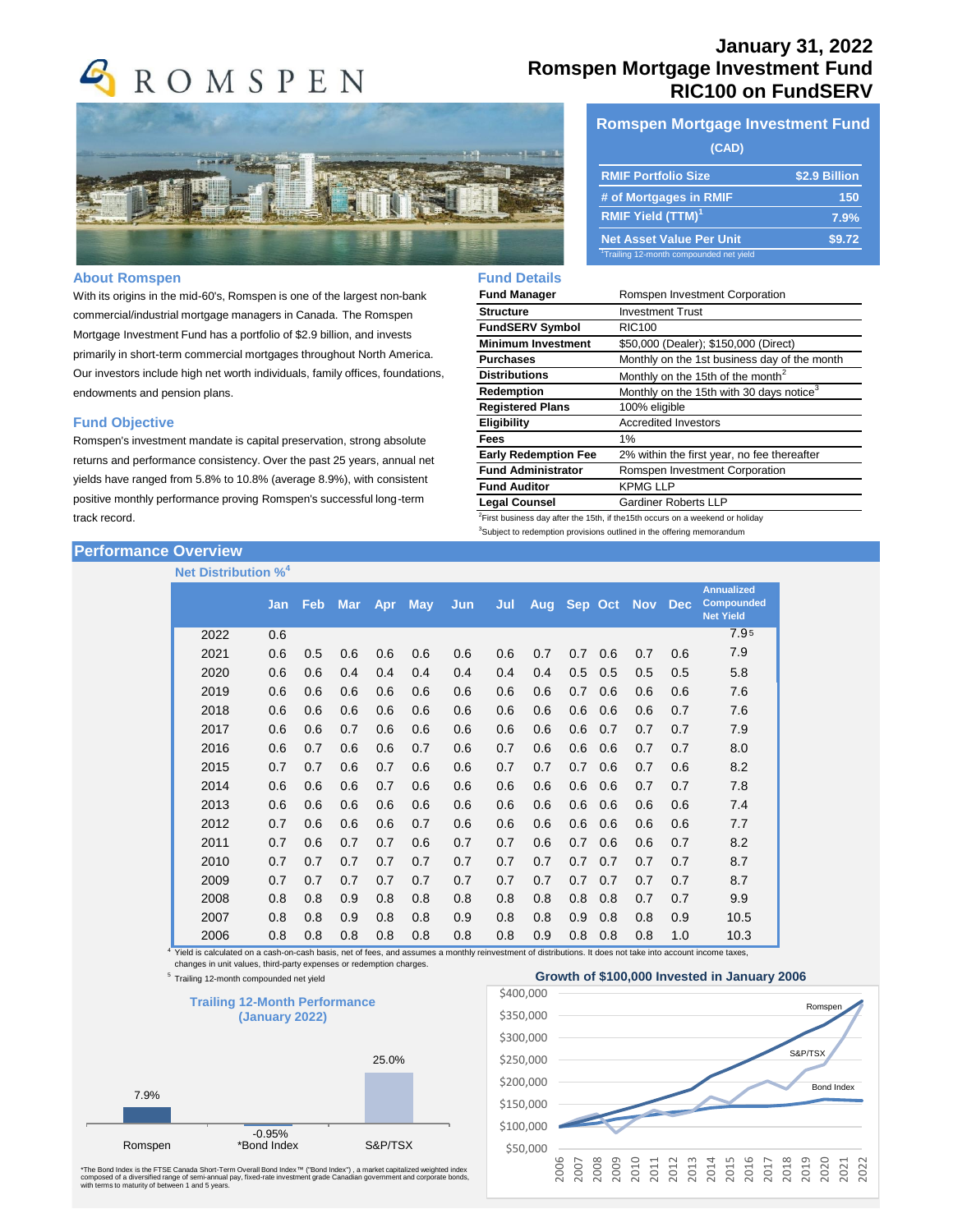# January 31, 2022
# Romspen Mortgage Investment Fund
# RIC100 on FundSERV

ROMSPEN

## Romspen Mortgage Investment Fund (CAD)

| | |
|---|---|
| RMIF Portfolio Size | $2.9 Billion |
| # of Mortgages in RMIF | 150 |
| RMIF Yield (TTM)[1] | 7.9% |
| Net Asset Value Per Unit | $9.72 |

[1]Trailing 12-month compounded net yield

### About Romspen

With its origins in the mid-60's, Romspen is one of the largest non-bank commercial/industrial mortgage managers in Canada. The Romspen Mortgage Investment Fund has a portfolio of $2.9 billion, and invests primarily in short-term commercial mortgages throughout North America. Our investors include high net worth individuals, family offices, foundations, endowments and pension plans.

### Fund Objective

Romspen's investment mandate is capital preservation, strong absolute returns and performance consistency. Over the past 25 years, annual net yields have ranged from 5.8% to 10.8% (average 8.9%), with consistent positive monthly performance proving Romspen's successful long-term track record.

### Fund Details

| | |
|---|---|
| **Fund Manager** | Romspen Investment Corporation |
| **Structure** | Investment Trust |
| **FundSERV Symbol** | RIC100 |
| **Minimum Investment** | $50,000 (Dealer); $150,000 (Direct) |
| **Purchases** | Monthly on the 1st business day of the month |
| **Distributions** | Monthly on the 15th of the month[2] |
| **Redemption** | Monthly on the 15th with 30 days notice[3] |
| **Registered Plans** | 100% eligible |
| **Eligibility** | Accredited Investors |
| **Fees** | 1% |
| **Early Redemption Fee** | 2% within the first year, no fee thereafter |
| **Fund Administrator** | Romspen Investment Corporation |
| **Fund Auditor** | KPMG LLP |
| **Legal Counsel** | Gardiner Roberts LLP |

[2]First business day after the 15th, if the15th occurs on a weekend or holiday

[3]Subject to redemption provisions outlined in the offering memorandum

## Performance Overview

### Net Distribution %[4]

| | Jan | Feb | Mar | Apr | May | Jun | Jul | Aug | Sep | Oct | Nov | Dec | Annualized Compounded Net Yield |
|---|---|---|---|---|---|---|---|---|---|---|---|---|---|
| 2022 | 0.6 | | | | | | | | | | | | 7.9[5] |
| 2021 | 0.6 | 0.5 | 0.6 | 0.6 | 0.6 | 0.6 | 0.6 | 0.7 | 0.7 | 0.6 | 0.7 | 0.6 | 7.9 |
| 2020 | 0.6 | 0.6 | 0.4 | 0.4 | 0.4 | 0.4 | 0.4 | 0.4 | 0.5 | 0.5 | 0.5 | 0.5 | 5.8 |
| 2019 | 0.6 | 0.6 | 0.6 | 0.6 | 0.6 | 0.6 | 0.6 | 0.6 | 0.7 | 0.6 | 0.6 | 0.6 | 7.6 |
| 2018 | 0.6 | 0.6 | 0.6 | 0.6 | 0.6 | 0.6 | 0.6 | 0.6 | 0.6 | 0.6 | 0.6 | 0.7 | 7.6 |
| 2017 | 0.6 | 0.6 | 0.7 | 0.6 | 0.6 | 0.6 | 0.6 | 0.6 | 0.6 | 0.7 | 0.7 | 0.7 | 7.9 |
| 2016 | 0.6 | 0.7 | 0.6 | 0.6 | 0.7 | 0.6 | 0.7 | 0.6 | 0.6 | 0.6 | 0.7 | 0.7 | 8.0 |
| 2015 | 0.7 | 0.7 | 0.6 | 0.7 | 0.6 | 0.6 | 0.7 | 0.7 | 0.7 | 0.6 | 0.7 | 0.6 | 8.2 |
| 2014 | 0.6 | 0.6 | 0.6 | 0.7 | 0.6 | 0.6 | 0.6 | 0.6 | 0.6 | 0.6 | 0.7 | 0.7 | 7.8 |
| 2013 | 0.6 | 0.6 | 0.6 | 0.6 | 0.6 | 0.6 | 0.6 | 0.6 | 0.6 | 0.6 | 0.6 | 0.6 | 7.4 |
| 2012 | 0.7 | 0.6 | 0.6 | 0.6 | 0.7 | 0.6 | 0.6 | 0.6 | 0.6 | 0.6 | 0.6 | 0.6 | 7.7 |
| 2011 | 0.7 | 0.6 | 0.7 | 0.7 | 0.6 | 0.7 | 0.7 | 0.6 | 0.7 | 0.6 | 0.6 | 0.7 | 8.2 |
| 2010 | 0.7 | 0.7 | 0.7 | 0.7 | 0.7 | 0.7 | 0.7 | 0.7 | 0.7 | 0.7 | 0.7 | 0.7 | 8.7 |
| 2009 | 0.7 | 0.7 | 0.7 | 0.7 | 0.7 | 0.7 | 0.7 | 0.7 | 0.7 | 0.7 | 0.7 | 0.7 | 8.7 |
| 2008 | 0.8 | 0.8 | 0.9 | 0.8 | 0.8 | 0.8 | 0.8 | 0.8 | 0.8 | 0.8 | 0.7 | 0.7 | 9.9 |
| 2007 | 0.8 | 0.8 | 0.9 | 0.8 | 0.8 | 0.9 | 0.8 | 0.8 | 0.9 | 0.8 | 0.8 | 0.9 | 10.5 |
| 2006 | 0.8 | 0.8 | 0.8 | 0.8 | 0.8 | 0.8 | 0.8 | 0.9 | 0.8 | 0.8 | 0.8 | 1.0 | 10.3 |

[4] Yield is calculated on a cash-on-cash basis, net of fees, and assumes a monthly reinvestment of distributions. It does not take into account income taxes, changes in unit values, third-party expenses or redemption charges.

[5] Trailing 12-month compounded net yield

### Trailing 12-Month Performance (January 2022)

| Romspen | *Bond Index | S&P/TSX |
|---|---|---|
| 7.9% | -0.95% | 25.0% |

### Growth of $100,000 Invested in January 2006

(Chart: Romspen, S&P/TSX, Bond Index; y-axis $50,000–$400,000; x-axis 2006–2022)

*The Bond Index is the FTSE Canada Short-Term Overall Bond Index™ ("Bond Index") , a market capitalized weighted index composed of a diversified range of semi-annual pay, fixed-rate investment grade Canadian government and corporate bonds, with terms to maturity of between 1 and 5 years.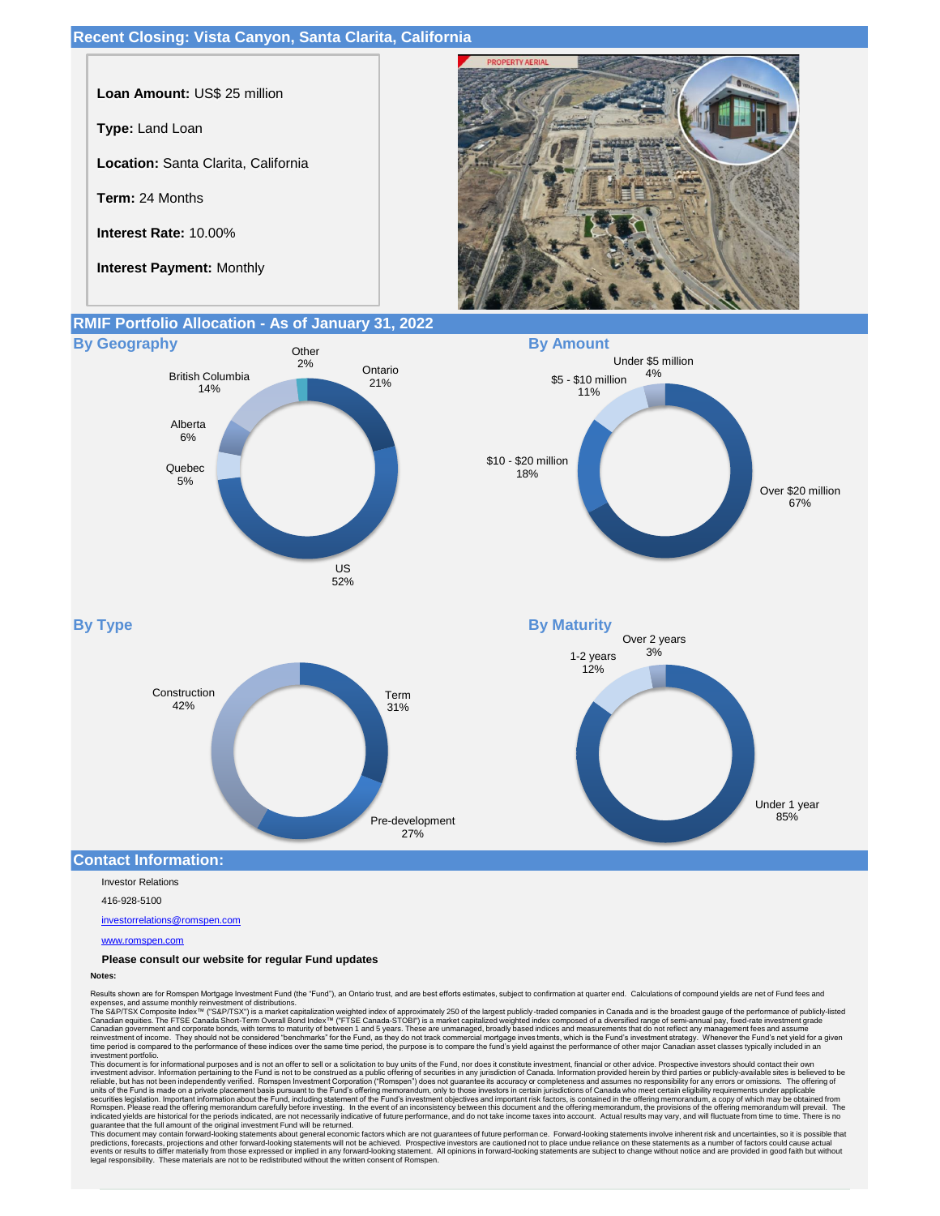## Recent Closing: Vista Canyon, Santa Clarita, California

**Loan Amount:** US$ 25 million

**Type:** Land Loan

**Location:** Santa Clarita, California

**Term:** 24 Months

**Interest Rate:** 10.00%

**Interest Payment:** Monthly

PROPERTY AERIAL

## RMIF Portfolio Allocation - As of January 31, 2022

### By Geography

Other 2%
Ontario 21%
US 52%
Quebec 5%
Alberta 6%
British Columbia 14%

### By Amount

Under $5 million 4%
Over $20 million 67%
$10 - $20 million 18%
$5 - $10 million 11%

### By Type

Term 31%
Pre-development 27%
Construction 42%

### By Maturity

Over 2 years 3%
Under 1 year 85%
1-2 years 12%

## Contact Information:

Investor Relations

416-928-5100

investorrelations@romspen.com

www.romspen.com

**Please consult our website for regular Fund updates**

**Notes:**

Results shown are for Romspen Mortgage Investment Fund (the "Fund"), an Ontario trust, and are best efforts estimates, subject to confirmation at quarter end. Calculations of compound yields are net of Fund fees and expenses, and assume monthly reinvestment of distributions.
The S&P/TSX Composite Index™ ("S&P/TSX") is a market capitalization weighted index of approximately 250 of the largest publicly-traded companies in Canada and is the broadest gauge of the performance of publicly-listed Canadian equities. The FTSE Canada Short-Term Overall Bond Index™ ("FTSE Canada-STOBI") is a market capitalized weighted index composed of a diversified range of semi-annual pay, fixed-rate investment grade Canadian government and corporate bonds, with terms to maturity of between 1 and 5 years. These are unmanaged, broadly based indices and measurements that do not reflect any management fees and assume reinvestment of income. They should not be considered "benchmarks" for the Fund, as they do not track commercial mortgage investments, which is the Fund's investment strategy. Whenever the Fund's net yield for a given time period is compared to the performance of these indices over the same time period, the purpose is to compare the fund's yield against the performance of other major Canadian asset classes typically included in an investment portfolio.
This document is for informational purposes and is not an offer to sell or a solicitation to buy units of the Fund, nor does it constitute investment, financial or other advice. Prospective investors should contact their own investment advisor. Information pertaining to the Fund is not to be construed as a public offering of securities in any jurisdiction of Canada. Information provided herein by third parties or publicly-available sites is believed to be reliable, but has not been independently verified. Romspen Investment Corporation ("Romspen") does not guarantee its accuracy or completeness and assumes no responsibility for any errors or omissions. The offering of units of the Fund is made on a private placement basis pursuant to the Fund's offering memorandum, only to those investors in certain jurisdictions of Canada who meet certain eligibility requirements under applicable securities legislation. Important information about the Fund, including statement of the Fund's investment objectives and important risk factors, is contained in the offering memorandum, a copy of which may be obtained from Romspen. Please read the offering memorandum carefully before investing. In the event of an inconsistency between this document and the offering memorandum, the provisions of the offering memorandum will prevail. The indicated yields are historical for the periods indicated, are not necessarily indicative of future performance, and do not take income taxes into account. Actual results may vary, and will fluctuate from time to time. There is no guarantee that the full amount of the original investment Fund will be returned.
This document may contain forward-looking statements about general economic factors which are not guarantees of future performance. Forward-looking statements involve inherent risk and uncertainties, so it is possible that predictions, forecasts, projections and other forward-looking statements will not be achieved. Prospective investors are cautioned not to place undue reliance on these statements as a number of factors could cause actual events or results to differ materially from those expressed or implied in any forward-looking statement. All opinions in forward-looking statements are subject to change without notice and are provided in good faith but without legal responsibility. These materials are not to be redistributed without the written consent of Romspen.